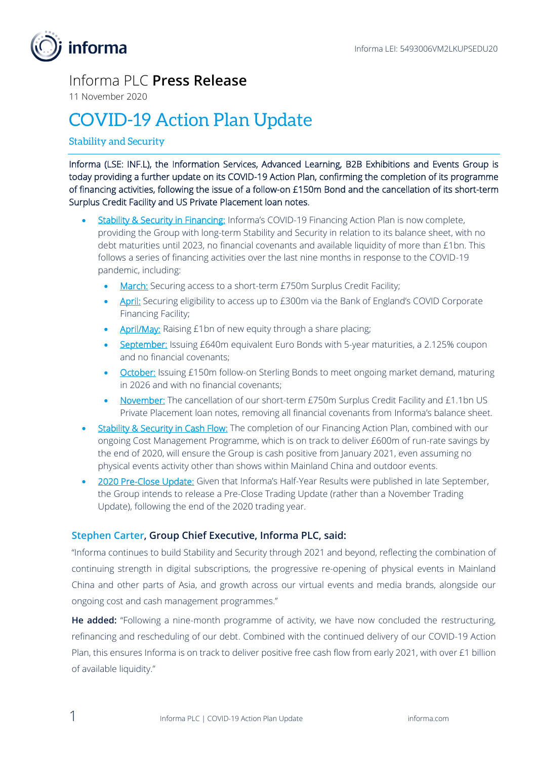Informa LEI: 5493006VM2LKUPSEDU20

# Informa PLC **Press Release**

11 November 2020

# COVID-19 Action Plan Update

## Stability and Security

Informa (LSE: INF.L), the Information Services, Advanced Learning, B2B Exhibitions and Events Group is today providing a further update on its COVID-19 Action Plan, confirming the completion of its programme of financing activities, following the issue of a follow-on £150m Bond and the cancellation of its short-term Surplus Credit Facility and US Private Placement loan notes.

- Stability & Security in Financing: Informa's COVID-19 Financing Action Plan is now complete, providing the Group with long-term Stability and Security in relation to its balance sheet, with no debt maturities until 2023, no financial covenants and available liquidity of more than £1bn. This follows a series of financing activities over the last nine months in response to the COVID-19 pandemic, including:
  - March: Securing access to a short-term £750m Surplus Credit Facility;
  - April: Securing eligibility to access up to £300m via the Bank of England's COVID Corporate Financing Facility;
  - April/May: Raising £1bn of new equity through a share placing;
  - September: Issuing £640m equivalent Euro Bonds with 5-year maturities, a 2.125% coupon and no financial covenants;
  - October: Issuing £150m follow-on Sterling Bonds to meet ongoing market demand, maturing in 2026 and with no financial covenants;
  - November: The cancellation of our short-term £750m Surplus Credit Facility and £1.1bn US Private Placement loan notes, removing all financial covenants from Informa's balance sheet.
- Stability & Security in Cash Flow: The completion of our Financing Action Plan, combined with our ongoing Cost Management Programme, which is on track to deliver £600m of run-rate savings by the end of 2020, will ensure the Group is cash positive from January 2021, even assuming no physical events activity other than shows within Mainland China and outdoor events.
- 2020 Pre-Close Update: Given that Informa's Half-Year Results were published in late September, the Group intends to release a Pre-Close Trading Update (rather than a November Trading Update), following the end of the 2020 trading year.

### Stephen Carter, Group Chief Executive, Informa PLC, said:

"Informa continues to build Stability and Security through 2021 and beyond, reflecting the combination of continuing strength in digital subscriptions, the progressive re-opening of physical events in Mainland China and other parts of Asia, and growth across our virtual events and media brands, alongside our ongoing cost and cash management programmes."

**He added:** "Following a nine-month programme of activity, we have now concluded the restructuring, refinancing and rescheduling of our debt. Combined with the continued delivery of our COVID-19 Action Plan, this ensures Informa is on track to deliver positive free cash flow from early 2021, with over £1 billion of available liquidity."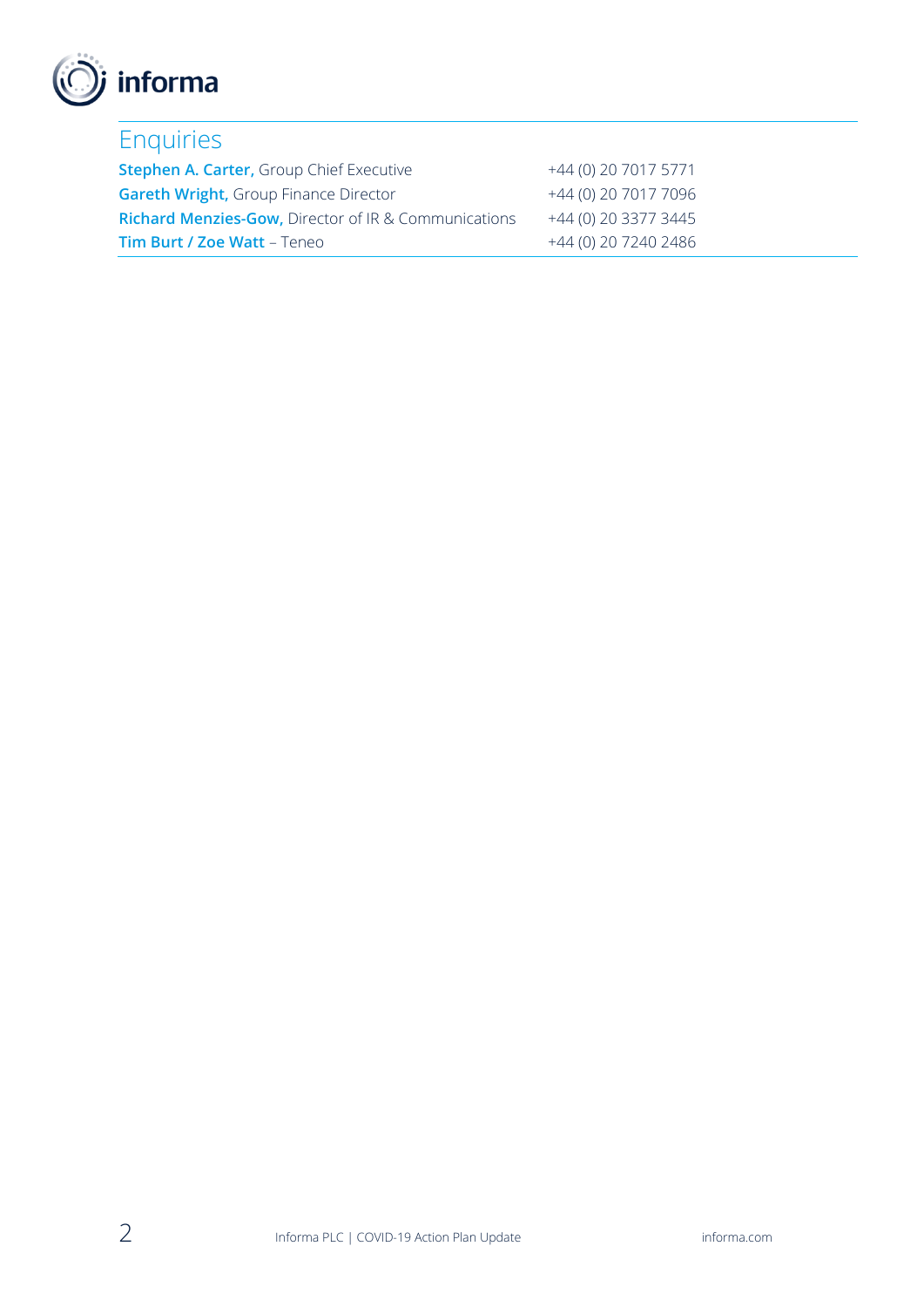## Enquiries

| | |
|---|---|
| **Stephen A. Carter,** Group Chief Executive | +44 (0) 20 7017 5771 |
| **Gareth Wright,** Group Finance Director | +44 (0) 20 7017 7096 |
| **Richard Menzies-Gow,** Director of IR & Communications | +44 (0) 20 3377 3445 |
| **Tim Burt / Zoe Watt** – Teneo | +44 (0) 20 7240 2486 |